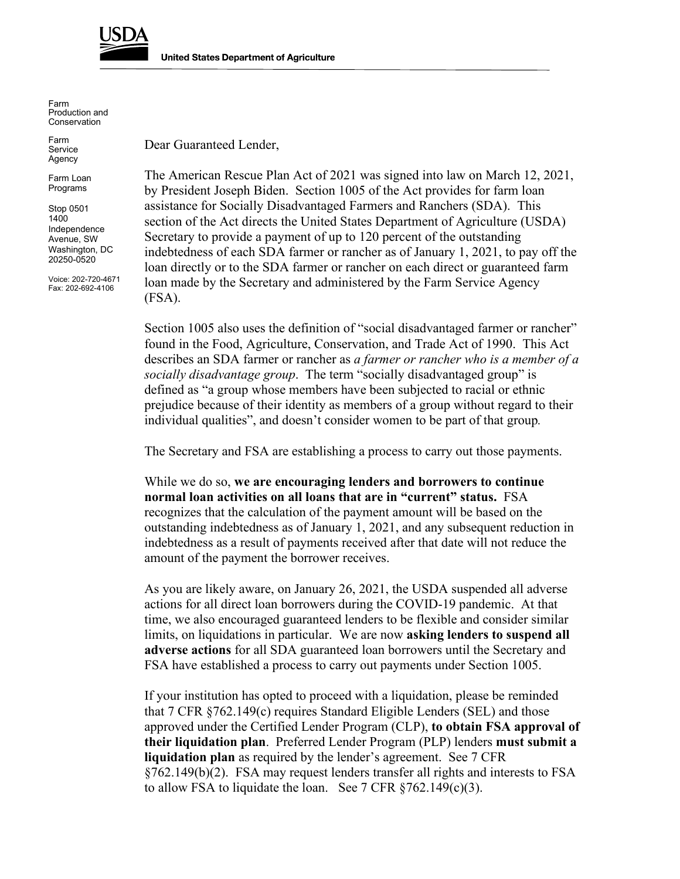USDA

**United States Department of Agriculture**

Farm Production and Conservation

Farm Service Agency

Farm Loan Programs

Stop 0501
1400 Independence Avenue, SW
Washington, DC 20250-0520

Voice: 202-720-4671
Fax: 202-692-4106

Dear Guaranteed Lender,

The American Rescue Plan Act of 2021 was signed into law on March 12, 2021, by President Joseph Biden. Section 1005 of the Act provides for farm loan assistance for Socially Disadvantaged Farmers and Ranchers (SDA). This section of the Act directs the United States Department of Agriculture (USDA) Secretary to provide a payment of up to 120 percent of the outstanding indebtedness of each SDA farmer or rancher as of January 1, 2021, to pay off the loan directly or to the SDA farmer or rancher on each direct or guaranteed farm loan made by the Secretary and administered by the Farm Service Agency (FSA).

Section 1005 also uses the definition of "social disadvantaged farmer or rancher" found in the Food, Agriculture, Conservation, and Trade Act of 1990. This Act describes an SDA farmer or rancher as *a farmer or rancher who is a member of a socially disadvantage group*. The term "socially disadvantaged group" is defined as "a group whose members have been subjected to racial or ethnic prejudice because of their identity as members of a group without regard to their individual qualities", and doesn't consider women to be part of that group.

The Secretary and FSA are establishing a process to carry out those payments.

While we do so, **we are encouraging lenders and borrowers to continue normal loan activities on all loans that are in "current" status.** FSA recognizes that the calculation of the payment amount will be based on the outstanding indebtedness as of January 1, 2021, and any subsequent reduction in indebtedness as a result of payments received after that date will not reduce the amount of the payment the borrower receives.

As you are likely aware, on January 26, 2021, the USDA suspended all adverse actions for all direct loan borrowers during the COVID-19 pandemic. At that time, we also encouraged guaranteed lenders to be flexible and consider similar limits, on liquidations in particular. We are now **asking lenders to suspend all adverse actions** for all SDA guaranteed loan borrowers until the Secretary and FSA have established a process to carry out payments under Section 1005.

If your institution has opted to proceed with a liquidation, please be reminded that 7 CFR §762.149(c) requires Standard Eligible Lenders (SEL) and those approved under the Certified Lender Program (CLP), **to obtain FSA approval of their liquidation plan**. Preferred Lender Program (PLP) lenders **must submit a liquidation plan** as required by the lender's agreement. See 7 CFR §762.149(b)(2). FSA may request lenders transfer all rights and interests to FSA to allow FSA to liquidate the loan. See 7 CFR §762.149(c)(3).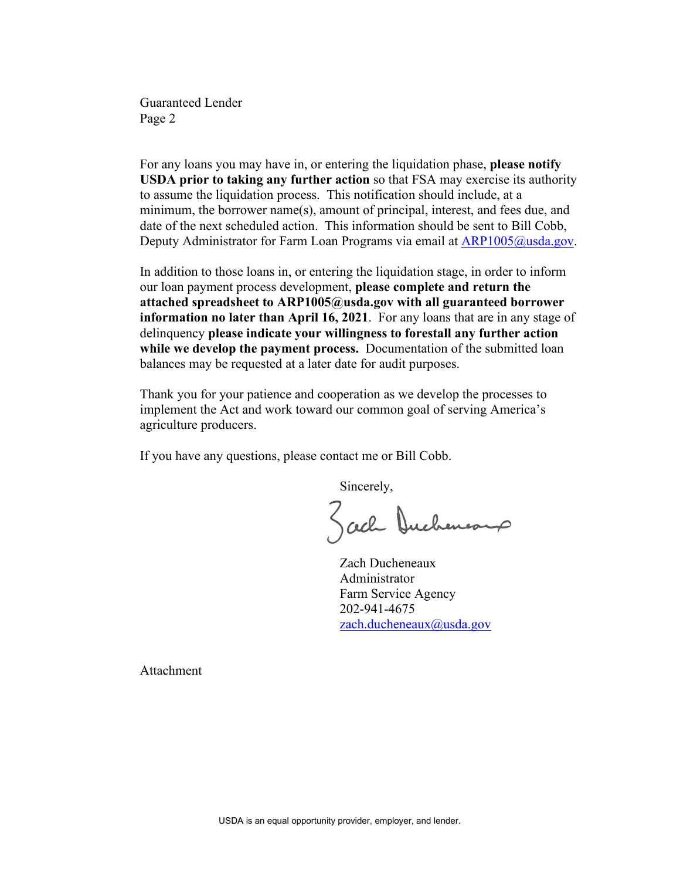Guaranteed Lender
Page 2

For any loans you may have in, or entering the liquidation phase, **please notify USDA prior to taking any further action** so that FSA may exercise its authority to assume the liquidation process. This notification should include, at a minimum, the borrower name(s), amount of principal, interest, and fees due, and date of the next scheduled action. This information should be sent to Bill Cobb, Deputy Administrator for Farm Loan Programs via email at ARP1005@usda.gov.

In addition to those loans in, or entering the liquidation stage, in order to inform our loan payment process development, **please complete and return the attached spreadsheet to ARP1005@usda.gov with all guaranteed borrower information no later than April 16, 2021**. For any loans that are in any stage of delinquency **please indicate your willingness to forestall any further action while we develop the payment process.** Documentation of the submitted loan balances may be requested at a later date for audit purposes.

Thank you for your patience and cooperation as we develop the processes to implement the Act and work toward our common goal of serving America's agriculture producers.

If you have any questions, please contact me or Bill Cobb.

Sincerely,

Zach Ducheneaux
Administrator
Farm Service Agency
202-941-4675
zach.ducheneaux@usda.gov

Attachment

USDA is an equal opportunity provider, employer, and lender.